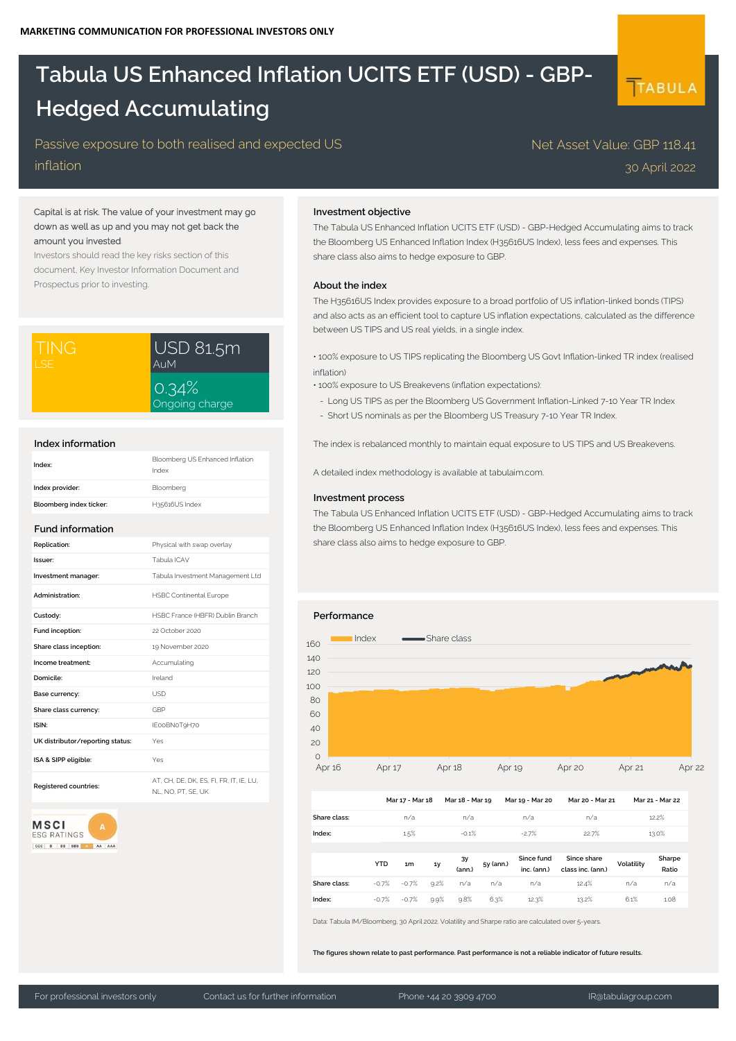MARKETING COMMUNICATION FOR PROFESSIONAL INVESTORS ONLY

# Tabula US Enhanced Inflation UCITS ETF (USD) - GBP-Hedged Accumulating

Passive exposure to both realised and expected US inflation

Net Asset Value: GBP 118.41

30 April 2022

Capital is at risk. The value of your investment may go down as well as up and you may not get back the amount you invested

Investors should read the key risks section of this document, Key Investor Information Document and Prospectus prior to investing.

TING
LSE

USD 81.5m
AuM

0.34%
Ongoing charge

## Index information

| | |
|---|---|
| Index: | Bloomberg US Enhanced Inflation Index |
| Index provider: | Bloomberg |
| Bloomberg index ticker: | H35616US Index |

## Fund information

| | |
|---|---|
| Replication: | Physical with swap overlay |
| Issuer: | Tabula ICAV |
| Investment manager: | Tabula Investment Management Ltd |
| Administration: | HSBC Continental Europe |
| Custody: | HSBC France (HBFR) Dublin Branch |
| Fund inception: | 22 October 2020 |
| Share class inception: | 19 November 2020 |
| Income treatment: | Accumulating |
| Domicile: | Ireland |
| Base currency: | USD |
| Share class currency: | GBP |
| ISIN: | IE00BN0T9H70 |
| UK distributor/reporting status: | Yes |
| ISA & SIPP eligible: | Yes |
| Registered countries: | AT, CH, DE, DK, ES, FI, FR, IT, IE, LU, NL, NO, PT, SE, UK |

MSCI ESG RATINGS: A

## Investment objective

The Tabula US Enhanced Inflation UCITS ETF (USD) - GBP-Hedged Accumulating aims to track the Bloomberg US Enhanced Inflation Index (H35616US Index), less fees and expenses. This share class also aims to hedge exposure to GBP.

## About the index

The H35616US Index provides exposure to a broad portfolio of US inflation-linked bonds (TIPS) and also acts as an efficient tool to capture US inflation expectations, calculated as the difference between US TIPS and US real yields, in a single index.

- 100% exposure to US TIPS replicating the Bloomberg US Govt Inflation-linked TR index (realised inflation)
- 100% exposure to US Breakevens (inflation expectations):
  - Long US TIPS as per the Bloomberg US Government Inflation-Linked 7-10 Year TR Index
  - Short US nominals as per the Bloomberg US Treasury 7-10 Year TR Index.

The index is rebalanced monthly to maintain equal exposure to US TIPS and US Breakevens.

A detailed index methodology is available at tabulaim.com.

## Investment process

The Tabula US Enhanced Inflation UCITS ETF (USD) - GBP-Hedged Accumulating aims to track the Bloomberg US Enhanced Inflation Index (H35616US Index), less fees and expenses. This share class also aims to hedge exposure to GBP.

## Performance

| | Mar 17 - Mar 18 | Mar 18 - Mar 19 | Mar 19 - Mar 20 | Mar 20 - Mar 21 | Mar 21 - Mar 22 |
|---|---|---|---|---|---|
| Share class: | n/a | n/a | n/a | n/a | 12.2% |
| Index: | 1.5% | -0.1% | -2.7% | 22.7% | 13.0% |

| | YTD | 1m | 1y | 3y (ann.) | 5y (ann.) | Since fund inc. (ann.) | Since share class inc. (ann.) | Volatility | Sharpe Ratio |
|---|---|---|---|---|---|---|---|---|---|
| Share class: | -0.7% | -0.7% | 9.2% | n/a | n/a | n/a | 12.4% | n/a | n/a |
| Index: | -0.7% | -0.7% | 9.9% | 9.8% | 6.3% | 12.3% | 13.2% | 6.1% | 1.08 |

Data: Tabula IM/Bloomberg, 30 April 2022. Volatility and Sharpe ratio are calculated over 5-years.

**The figures shown relate to past performance. Past performance is not a reliable indicator of future results.**

For professional investors only | Contact us for further information | Phone +44 20 3909 4700 | IR@tabulagroup.com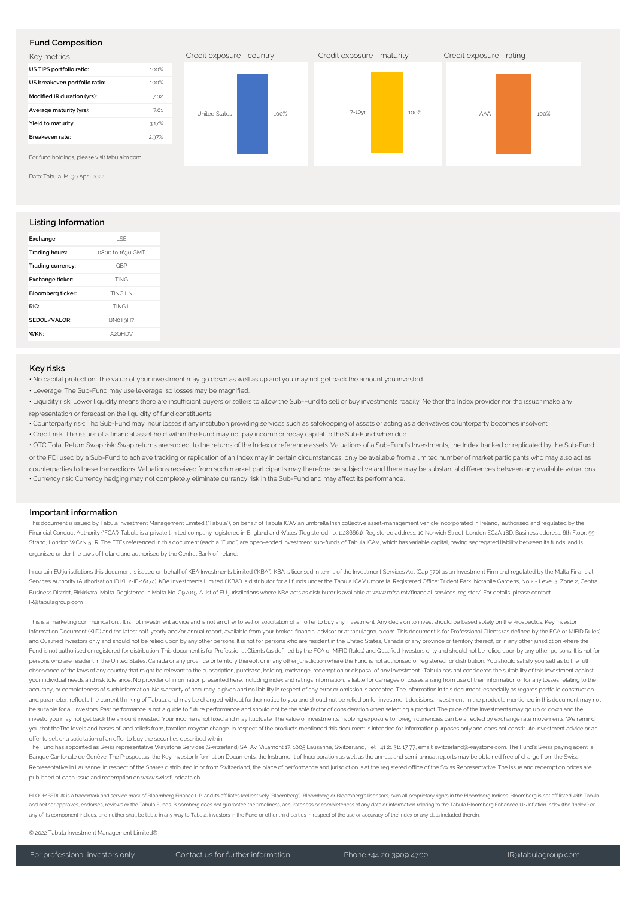## Fund Composition

Key metrics

| | |
|---|---|
| US TIPS portfolio ratio: | 100% |
| US breakeven portfolio ratio: | 100% |
| Modified IR duration (yrs): | 7.02 |
| Average maturity (yrs): | 7.01 |
| Yield to maturity: | 3.17% |
| Breakeven rate: | 2.97% |

For fund holdings, please visit tabulaim.com

Data: Tabula IM, 30 April 2022.

Credit exposure - country

United States
100%

Credit exposure - maturity

7-10yr
100%

Credit exposure - rating

AAA
100%

## Listing Information

| | |
|---|---|
| Exchange: | LSE |
| Trading hours: | 0800 to 1630 GMT |
| Trading currency: | GBP |
| Exchange ticker: | TING |
| Bloomberg ticker: | TING LN |
| RIC: | TING.L |
| SEDOL/VALOR: | BN0T9H7 |
| WKN: | A2QHDV |

## Key risks

- No capital protection: The value of your investment may go down as well as up and you may not get back the amount you invested.
- Leverage: The Sub-Fund may use leverage, so losses may be magnified.
- Liquidity risk: Lower liquidity means there are insufficient buyers or sellers to allow the Sub-Fund to sell or buy investments readily. Neither the Index provider nor the issuer make any representation or forecast on the liquidity of fund constituents.
- Counterparty risk: The Sub-Fund may incur losses if any institution providing services such as safekeeping of assets or acting as a derivatives counterparty becomes insolvent.
- Credit risk: The issuer of a financial asset held within the Fund may not pay income or repay capital to the Sub-Fund when due.
- OTC Total Return Swap risk: Swap returns are subject to the returns of the Index or reference assets. Valuations of a Sub-Fund's Investments, the Index tracked or replicated by the Sub-Fund or the FDI used by a Sub-Fund to achieve tracking or replication of an Index may in certain circumstances, only be available from a limited number of market participants who may also act as counterparties to these transactions. Valuations received from such market participants may therefore be subjective and there may be substantial differences between any available valuations.
- Currency risk: Currency hedging may not completely eliminate currency risk in the Sub-Fund and may affect its performance.

## Important information

This document is issued by Tabula Investment Management Limited ("Tabula"), on behalf of Tabula ICAV,an umbrella Irish collective asset-management vehicle incorporated in Ireland, authorised and regulated by the Financial Conduct Authority ("FCA"). Tabula is a private limited company registered in England and Wales (Registered no. 11286661). Registered address: 10 Norwich Street, London EC4A 1BD. Business address: 6th Floor, 55 Strand, London WC2N 5LR. The ETFs referenced in this document (each a "Fund") are open-ended investment sub-funds of Tabula ICAV, which has variable capital, having segregated liability between its funds, and is organised under the laws of Ireland and authorised by the Central Bank of Ireland.

In certain EU jurisdictions this document is issued on behalf of KBA Investments Limited ("KBA"). KBA is licensed in terms of the Investment Services Act (Cap 370) as an Investment Firm and regulated by the Malta Financial Services Authority (Authorisation ID KIL2-IF-16174). KBA Investments Limited ("KBA") is distributor for all funds under the Tabula ICAV umbrella. Registered Office: Trident Park, Notabile Gardens, No 2 - Level 3, Zone 2, Central Business District, Birkirkara, Malta. Registered in Malta No. C97015. A list of EU jurisdictions where KBA acts as distributor is available at www.mfsa.mt/financial-services-register/. For details please contact IR@tabulagroup.com

This is a marketing communication. . It is not investment advice and is not an offer to sell or solicitation of an offer to buy any investment. Any decision to invest should be based solely on the Prospectus, Key Investor Information Document (KIID) and the latest half-yearly and/or annual report, available from your broker, financial advisor or at tabulagroup.com. This document is for Professional Clients (as defined by the FCA or MiFID Rules) and Qualified Investors only and should not be relied upon by any other persons. It is not for persons who are resident in the United States, Canada or any province or territory thereof, or in any other jurisdiction where the Fund is not authorised or registered for distribution. This document is for Professional Clients (as defined by the FCA or MiFID Rules) and Qualified Investors only and should not be relied upon by any other persons. It is not for persons who are resident in the United States, Canada or any province or territory thereof, or in any other jurisdiction where the Fund is not authorised or registered for distribution. You should satisfy yourself as to the full observance of the laws of any country that might be relevant to the subscription, purchase, holding, exchange, redemption or disposal of any investment. Tabula has not considered the suitability of this investment against your individual needs and risk tolerance. No provider of information presented here, including index and ratings information, is liable for damages or losses arising from use of their information or for any losses relating to the accuracy, or completeness of such information. No warranty of accuracy is given and no liability in respect of any error or omission is accepted. The information in this document, especially as regards portfolio construction and parameter, reflects the current thinking of Tabula. and may be changed without further notice to you and should not be relied on for investment decisions. Investment in the products mentioned in this document may not be suitable for all investors. Past performance is not a guide to future performance and should not be the sole factor of consideration when selecting a product. The price of the investments may go up or down and the investoryou may not get back the amount invested. Your income is not fixed and may fluctuate. The value of investments involving exposure to foreign currencies can be affected by exchange rate movements. We remind you that theThe levels and bases of, and reliefs from, taxation maycan change. In respect of the products mentioned this document is intended for information purposes only and does not constit ute investment advice or an offer to sell or a solicitation of an offer to buy the securities described within.
The Fund has appointed as Swiss representative Waystone Services (Switzerland) SA, Av. Villamont 17, 1005 Lausanne, Switzerland, Tel: +41 21 311 17 77, email: switzerland@waystone.com. The Fund's Swiss paying agent is Banque Cantonale de Genève. The Prospectus, the Key Investor Information Documents, the Instrument of Incorporation as well as the annual and semi-annual reports may be obtained free of charge from the Swiss Representative in Lausanne. In respect of the Shares distributed in or from Switzerland, the place of performance and jurisdiction is at the registered office of the Swiss Representative. The issue and redemption prices are published at each issue and redemption on www.swissfunddata.ch.

BLOOMBERG® is a trademark and service mark of Bloomberg Finance L.P. and its affiliates (collectively "Bloomberg"). Bloomberg or Bloomberg's licensors, own all proprietary rights in the Bloomberg Indices. Bloomberg is not affiliated with Tabula, and neither approves, endorses, reviews or the Tabula Funds. Bloomberg does not guarantee the timeliness, accurateness or completeness of any data or information relating to the Tabula Bloomberg Enhanced US Inflation Index (the "Index") or any of its component indices, and neither shall be liable in any way to Tabula, investors in the Fund or other third parties in respect of the use or accuracy of the Index or any data included therein.

© 2022 Tabula Investment Management Limited®

For professional investors only | Contact us for further information | Phone +44 20 3909 4700 | IR@tabulagroup.com